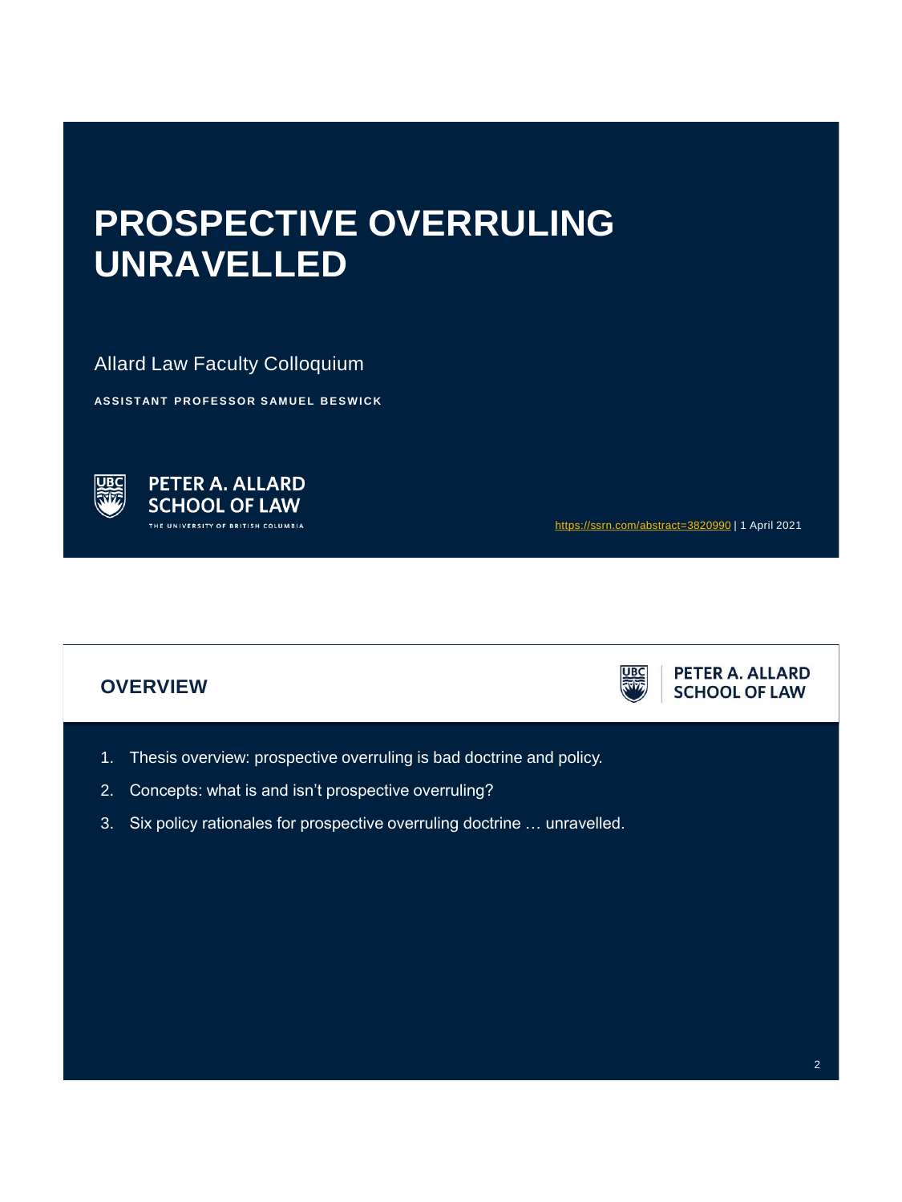# PROSPECTIVE OVERRULING UNRAVELLED

Allard Law Faculty Colloquium

**ASSISTANT PROFESSOR SAMUEL BESWICK**

PETER A. ALLARD SCHOOL OF LAW
THE UNIVERSITY OF BRITISH COLUMBIA

https://ssrn.com/abstract=3820990 | 1 April 2021

## OVERVIEW

1. Thesis overview: prospective overruling is bad doctrine and policy.
2. Concepts: what is and isn't prospective overruling?
3. Six policy rationales for prospective overruling doctrine … unravelled.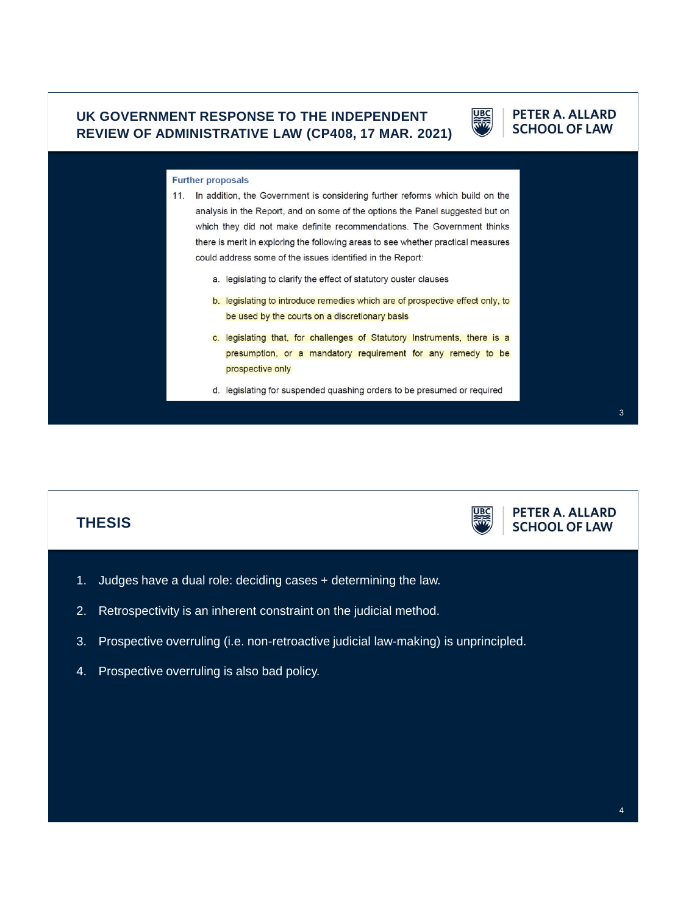## UK GOVERNMENT RESPONSE TO THE INDEPENDENT REVIEW OF ADMINISTRATIVE LAW (CP408, 17 MAR. 2021)

**Further proposals**

11. In addition, the Government is considering further reforms which build on the analysis in the Report, and on some of the options the Panel suggested but on which they did not make definite recommendations. The Government thinks there is merit in exploring the following areas to see whether practical measures could address some of the issues identified in the Report:

    a. legislating to clarify the effect of statutory ouster clauses

    b. legislating to introduce remedies which are of prospective effect only, to be used by the courts on a discretionary basis

    c. legislating that, for challenges of Statutory Instruments, there is a presumption, or a mandatory requirement for any remedy to be prospective only

    d. legislating for suspended quashing orders to be presumed or required

## THESIS

1. Judges have a dual role: deciding cases + determining the law.
2. Retrospectivity is an inherent constraint on the judicial method.
3. Prospective overruling (i.e. non-retroactive judicial law-making) is unprincipled.
4. Prospective overruling is also bad policy.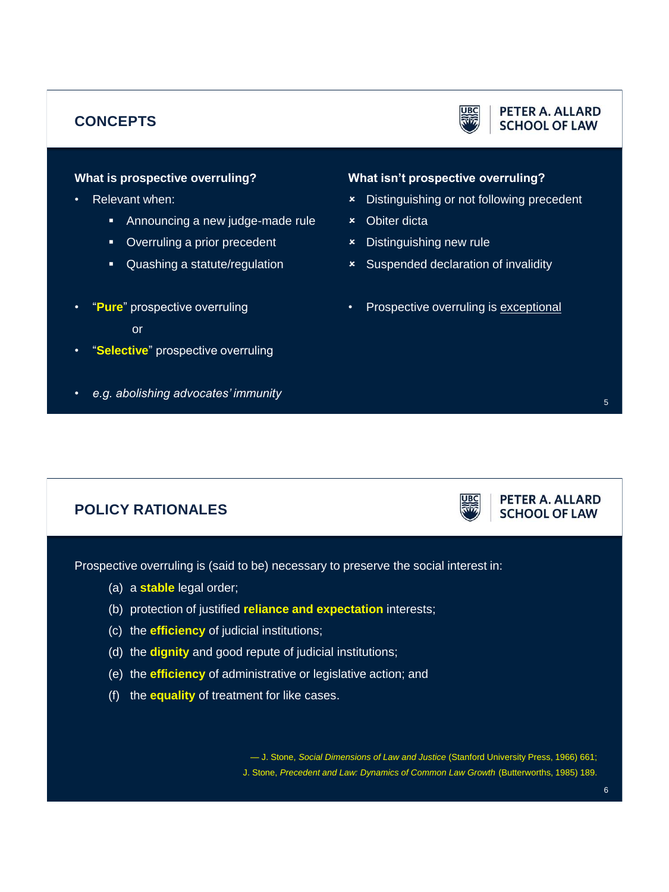## CONCEPTS

### What is prospective overruling?

- Relevant when:
  - Announcing a new judge-made rule
  - Overruling a prior precedent
  - Quashing a statute/regulation
- "**Pure**" prospective overruling

  or
- "**Selective**" prospective overruling
- *e.g. abolishing advocates' immunity*

### What isn't prospective overruling?

- ✗ Distinguishing or not following precedent
- ✗ Obiter dicta
- ✗ Distinguishing new rule
- ✗ Suspended declaration of invalidity

- Prospective overruling is <u>exceptional</u>

## POLICY RATIONALES

Prospective overruling is (said to be) necessary to preserve the social interest in:

(a) a **stable** legal order;

(b) protection of justified **reliance and expectation** interests;

(c) the **efficiency** of judicial institutions;

(d) the **dignity** and good repute of judicial institutions;

(e) the **efficiency** of administrative or legislative action; and

(f) the **equality** of treatment for like cases.

— J. Stone, *Social Dimensions of Law and Justice* (Stanford University Press, 1966) 661; J. Stone, *Precedent and Law: Dynamics of Common Law Growth* (Butterworths, 1985) 189.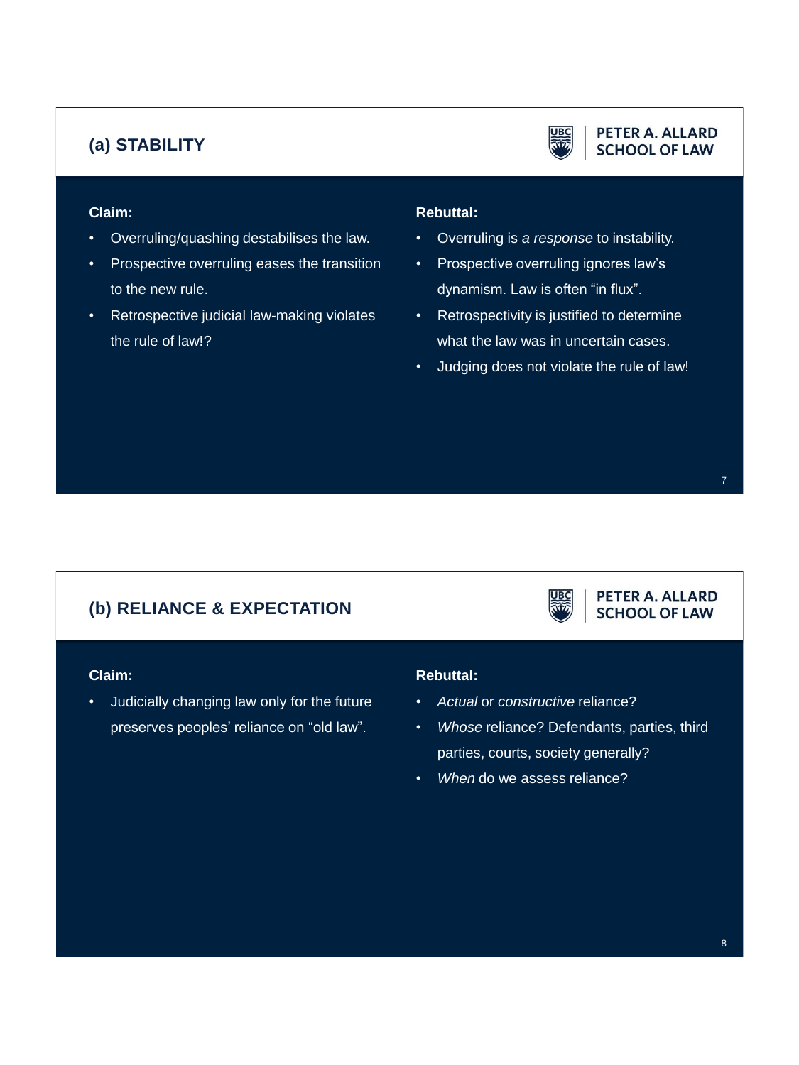## (a) STABILITY

**Claim:**

- Overruling/quashing destabilises the law.
- Prospective overruling eases the transition to the new rule.
- Retrospective judicial law-making violates the rule of law!?

**Rebuttal:**

- Overruling is *a response* to instability.
- Prospective overruling ignores law's dynamism. Law is often "in flux".
- Retrospectivity is justified to determine what the law was in uncertain cases.
- Judging does not violate the rule of law!

## (b) RELIANCE & EXPECTATION

**Claim:**

- Judicially changing law only for the future preserves peoples' reliance on "old law".

**Rebuttal:**

- *Actual* or *constructive* reliance?
- *Whose* reliance? Defendants, parties, third parties, courts, society generally?
- *When* do we assess reliance?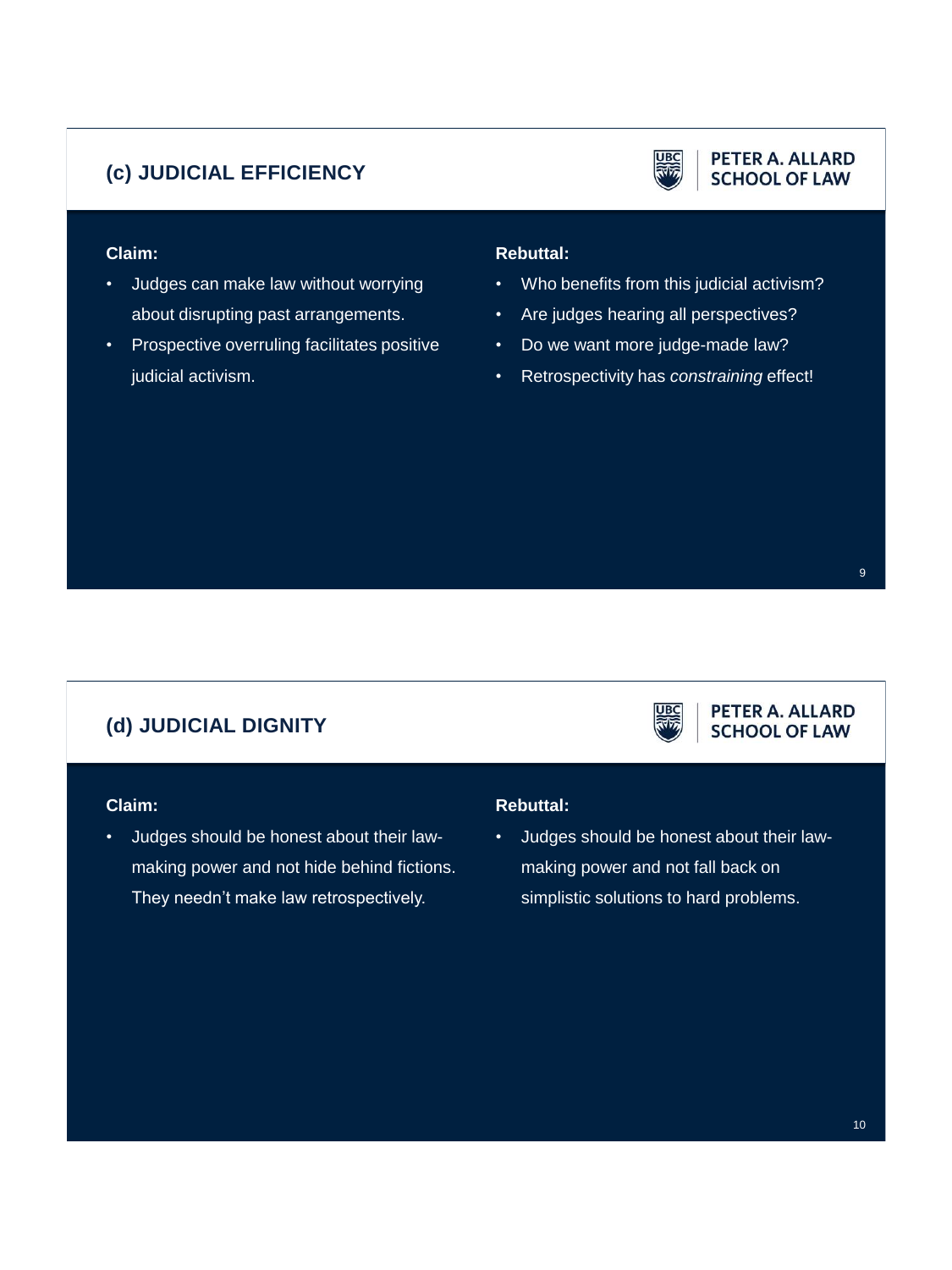## (c) JUDICIAL EFFICIENCY

**Claim:**

- Judges can make law without worrying about disrupting past arrangements.
- Prospective overruling facilitates positive judicial activism.

**Rebuttal:**

- Who benefits from this judicial activism?
- Are judges hearing all perspectives?
- Do we want more judge-made law?
- Retrospectivity has *constraining* effect!

## (d) JUDICIAL DIGNITY

**Claim:**

- Judges should be honest about their law-making power and not hide behind fictions. They needn't make law retrospectively.

**Rebuttal:**

- Judges should be honest about their law-making power and not fall back on simplistic solutions to hard problems.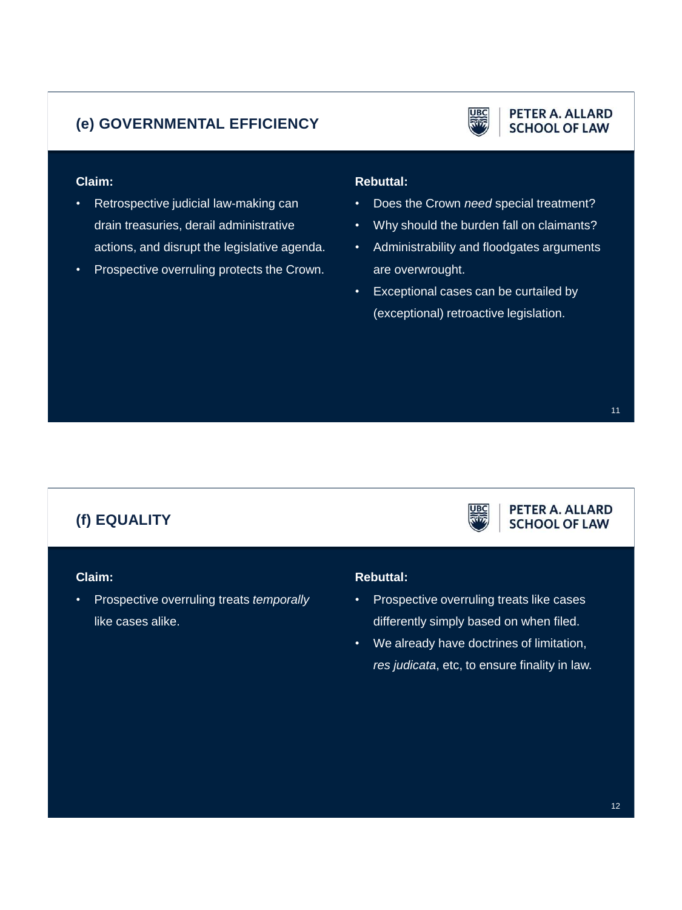## (e) GOVERNMENTAL EFFICIENCY

**Claim:**

- Retrospective judicial law-making can drain treasuries, derail administrative actions, and disrupt the legislative agenda.
- Prospective overruling protects the Crown.

**Rebuttal:**

- Does the Crown *need* special treatment?
- Why should the burden fall on claimants?
- Administrability and floodgates arguments are overwrought.
- Exceptional cases can be curtailed by (exceptional) retroactive legislation.

## (f) EQUALITY

**Claim:**

- Prospective overruling treats *temporally* like cases alike.

**Rebuttal:**

- Prospective overruling treats like cases differently simply based on when filed.
- We already have doctrines of limitation, *res judicata*, etc, to ensure finality in law.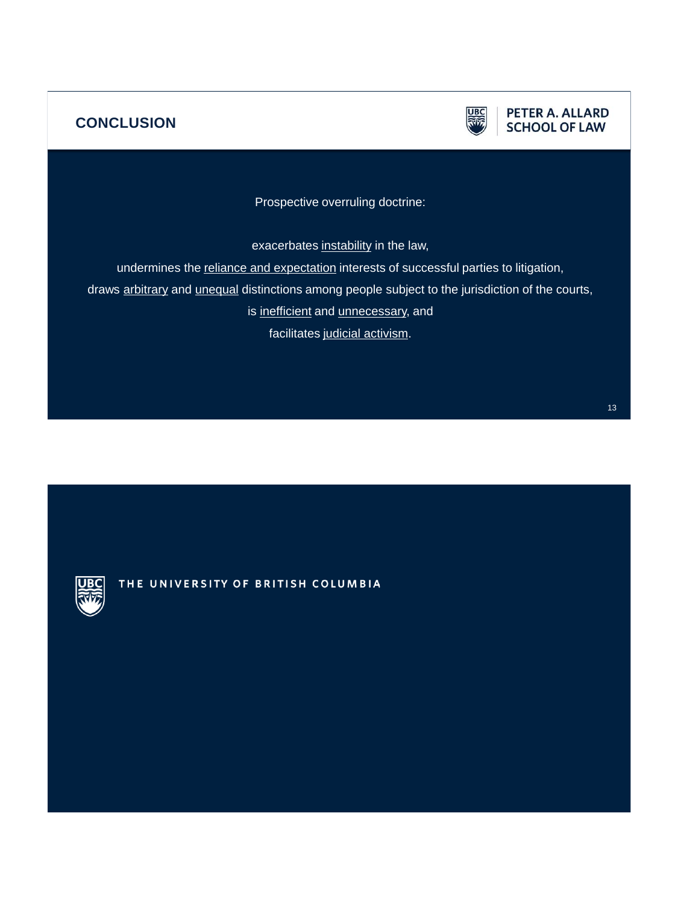## CONCLUSION

PETER A. ALLARD SCHOOL OF LAW

Prospective overruling doctrine:

exacerbates instability in the law,

undermines the reliance and expectation interests of successful parties to litigation,

draws arbitrary and unequal distinctions among people subject to the jurisdiction of the courts,

is inefficient and unnecessary, and

facilitates judicial activism.

THE UNIVERSITY OF BRITISH COLUMBIA